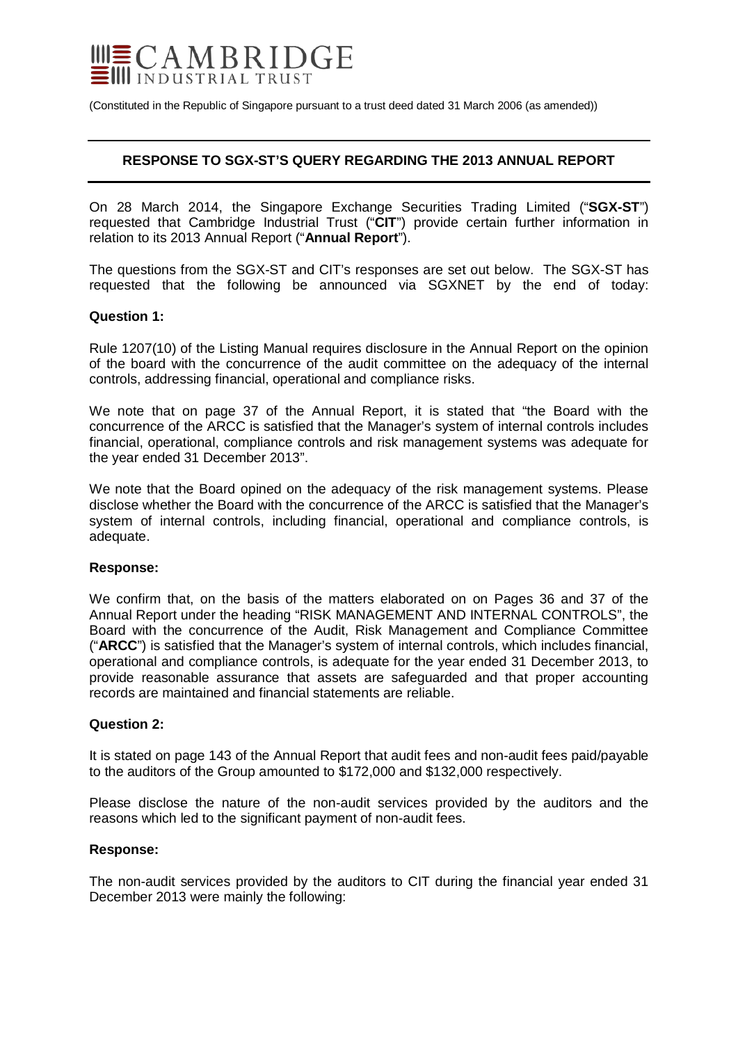# CAMBRIDGE INDUSTRIAL TRUST

(Constituted in the Republic of Singapore pursuant to a trust deed dated 31 March 2006 (as amended))

## RESPONSE TO SGX-ST'S QUERY REGARDING THE 2013 ANNUAL REPORT

On 28 March 2014, the Singapore Exchange Securities Trading Limited ("**SGX-ST**") requested that Cambridge Industrial Trust ("**CIT**") provide certain further information in relation to its 2013 Annual Report ("**Annual Report**").

The questions from the SGX-ST and CIT's responses are set out below. The SGX-ST has requested that the following be announced via SGXNET by the end of today:

### Question 1:

Rule 1207(10) of the Listing Manual requires disclosure in the Annual Report on the opinion of the board with the concurrence of the audit committee on the adequacy of the internal controls, addressing financial, operational and compliance risks.

We note that on page 37 of the Annual Report, it is stated that "the Board with the concurrence of the ARCC is satisfied that the Manager's system of internal controls includes financial, operational, compliance controls and risk management systems was adequate for the year ended 31 December 2013".

We note that the Board opined on the adequacy of the risk management systems. Please disclose whether the Board with the concurrence of the ARCC is satisfied that the Manager's system of internal controls, including financial, operational and compliance controls, is adequate.

### Response:

We confirm that, on the basis of the matters elaborated on on Pages 36 and 37 of the Annual Report under the heading "RISK MANAGEMENT AND INTERNAL CONTROLS", the Board with the concurrence of the Audit, Risk Management and Compliance Committee ("**ARCC**") is satisfied that the Manager's system of internal controls, which includes financial, operational and compliance controls, is adequate for the year ended 31 December 2013, to provide reasonable assurance that assets are safeguarded and that proper accounting records are maintained and financial statements are reliable.

### Question 2:

It is stated on page 143 of the Annual Report that audit fees and non-audit fees paid/payable to the auditors of the Group amounted to $172,000 and $132,000 respectively.

Please disclose the nature of the non-audit services provided by the auditors and the reasons which led to the significant payment of non-audit fees.

### Response:

The non-audit services provided by the auditors to CIT during the financial year ended 31 December 2013 were mainly the following: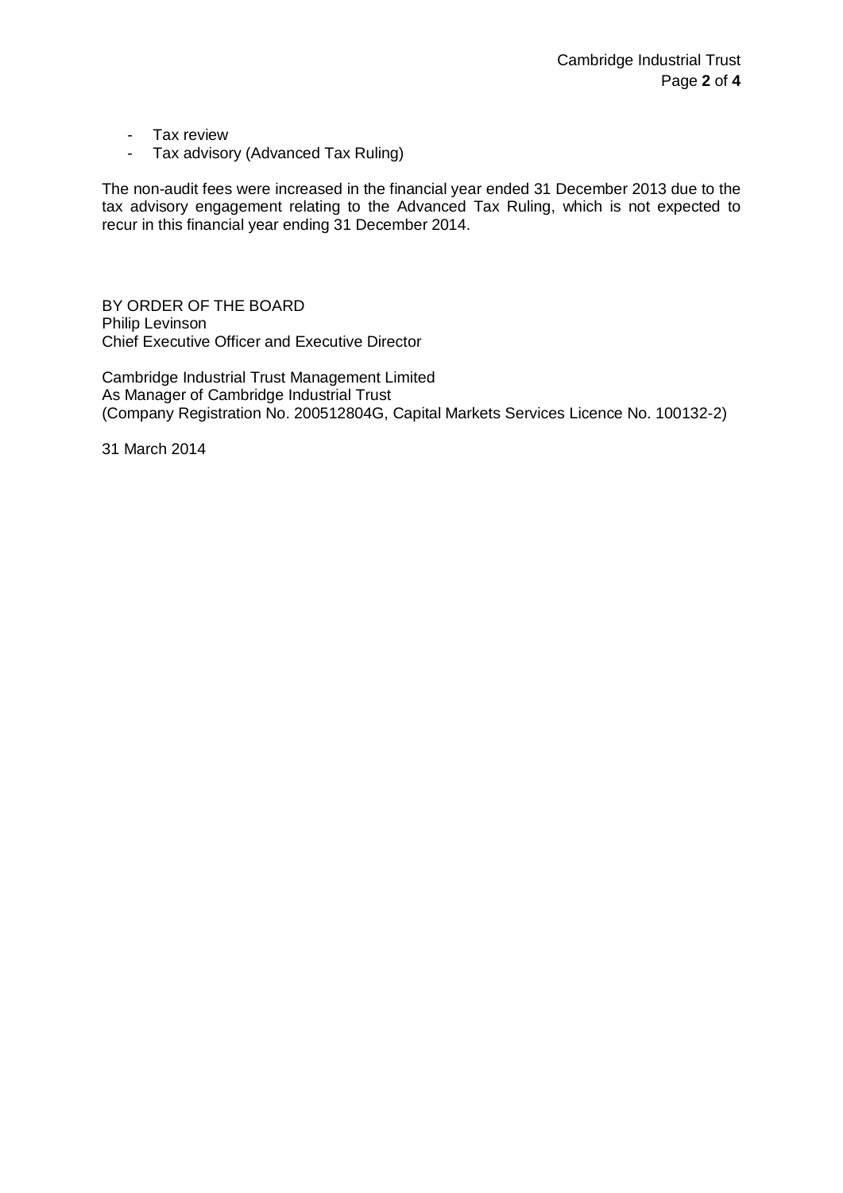- Tax review
- Tax advisory (Advanced Tax Ruling)

The non-audit fees were increased in the financial year ended 31 December 2013 due to the tax advisory engagement relating to the Advanced Tax Ruling, which is not expected to recur in this financial year ending 31 December 2014.

BY ORDER OF THE BOARD
Philip Levinson
Chief Executive Officer and Executive Director

Cambridge Industrial Trust Management Limited
As Manager of Cambridge Industrial Trust
(Company Registration No. 200512804G, Capital Markets Services Licence No. 100132-2)

31 March 2014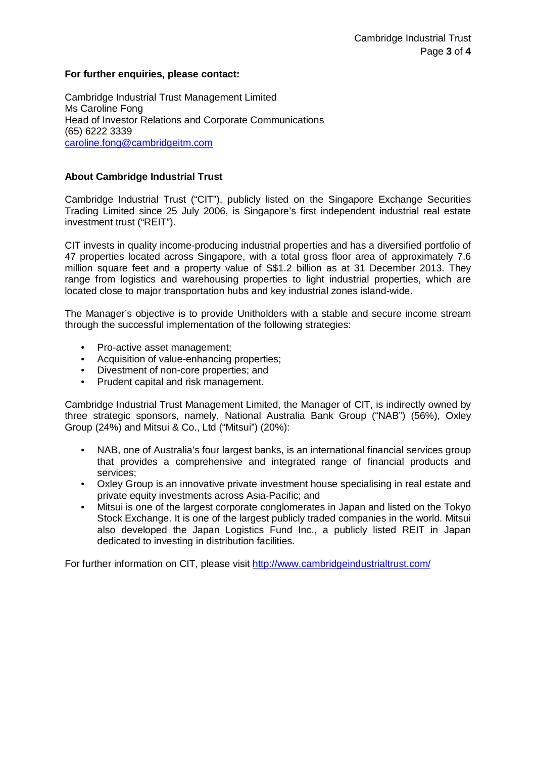**For further enquiries, please contact:**

Cambridge Industrial Trust Management Limited
Ms Caroline Fong
Head of Investor Relations and Corporate Communications
(65) 6222 3339
caroline.fong@cambridgeitm.com

**About Cambridge Industrial Trust**

Cambridge Industrial Trust ("CIT"), publicly listed on the Singapore Exchange Securities Trading Limited since 25 July 2006, is Singapore's first independent industrial real estate investment trust ("REIT").

CIT invests in quality income-producing industrial properties and has a diversified portfolio of 47 properties located across Singapore, with a total gross floor area of approximately 7.6 million square feet and a property value of S$1.2 billion as at 31 December 2013. They range from logistics and warehousing properties to light industrial properties, which are located close to major transportation hubs and key industrial zones island-wide.

The Manager's objective is to provide Unitholders with a stable and secure income stream through the successful implementation of the following strategies:

- Pro-active asset management;
- Acquisition of value-enhancing properties;
- Divestment of non-core properties; and
- Prudent capital and risk management.

Cambridge Industrial Trust Management Limited, the Manager of CIT, is indirectly owned by three strategic sponsors, namely, National Australia Bank Group ("NAB") (56%), Oxley Group (24%) and Mitsui & Co., Ltd ("Mitsui") (20%):

- NAB, one of Australia's four largest banks, is an international financial services group that provides a comprehensive and integrated range of financial products and services;
- Oxley Group is an innovative private investment house specialising in real estate and private equity investments across Asia-Pacific; and
- Mitsui is one of the largest corporate conglomerates in Japan and listed on the Tokyo Stock Exchange. It is one of the largest publicly traded companies in the world. Mitsui also developed the Japan Logistics Fund Inc., a publicly listed REIT in Japan dedicated to investing in distribution facilities.

For further information on CIT, please visit http://www.cambridgeindustrialtrust.com/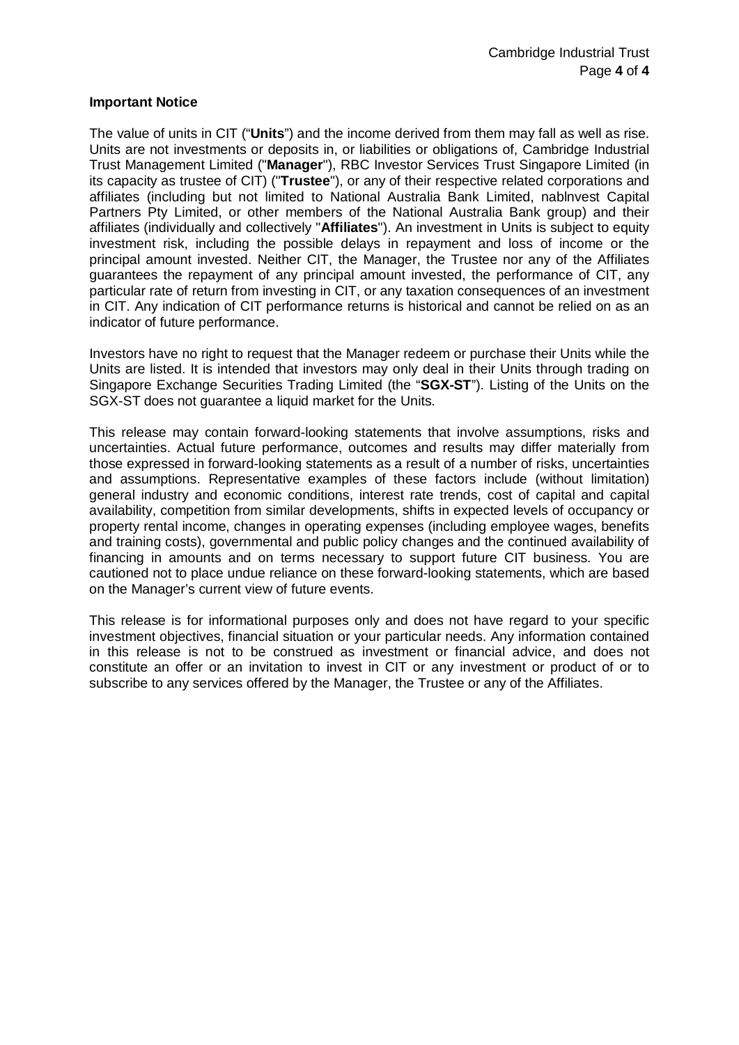**Important Notice**

The value of units in CIT ("**Units**") and the income derived from them may fall as well as rise. Units are not investments or deposits in, or liabilities or obligations of, Cambridge Industrial Trust Management Limited ("**Manager**"), RBC Investor Services Trust Singapore Limited (in its capacity as trustee of CIT) ("**Trustee**"), or any of their respective related corporations and affiliates (including but not limited to National Australia Bank Limited, nablnvest Capital Partners Pty Limited, or other members of the National Australia Bank group) and their affiliates (individually and collectively "**Affiliates**"). An investment in Units is subject to equity investment risk, including the possible delays in repayment and loss of income or the principal amount invested. Neither CIT, the Manager, the Trustee nor any of the Affiliates guarantees the repayment of any principal amount invested, the performance of CIT, any particular rate of return from investing in CIT, or any taxation consequences of an investment in CIT. Any indication of CIT performance returns is historical and cannot be relied on as an indicator of future performance.

Investors have no right to request that the Manager redeem or purchase their Units while the Units are listed. It is intended that investors may only deal in their Units through trading on Singapore Exchange Securities Trading Limited (the "**SGX-ST**"). Listing of the Units on the SGX-ST does not guarantee a liquid market for the Units.

This release may contain forward-looking statements that involve assumptions, risks and uncertainties. Actual future performance, outcomes and results may differ materially from those expressed in forward-looking statements as a result of a number of risks, uncertainties and assumptions. Representative examples of these factors include (without limitation) general industry and economic conditions, interest rate trends, cost of capital and capital availability, competition from similar developments, shifts in expected levels of occupancy or property rental income, changes in operating expenses (including employee wages, benefits and training costs), governmental and public policy changes and the continued availability of financing in amounts and on terms necessary to support future CIT business. You are cautioned not to place undue reliance on these forward-looking statements, which are based on the Manager's current view of future events.

This release is for informational purposes only and does not have regard to your specific investment objectives, financial situation or your particular needs. Any information contained in this release is not to be construed as investment or financial advice, and does not constitute an offer or an invitation to invest in CIT or any investment or product of or to subscribe to any services offered by the Manager, the Trustee or any of the Affiliates.